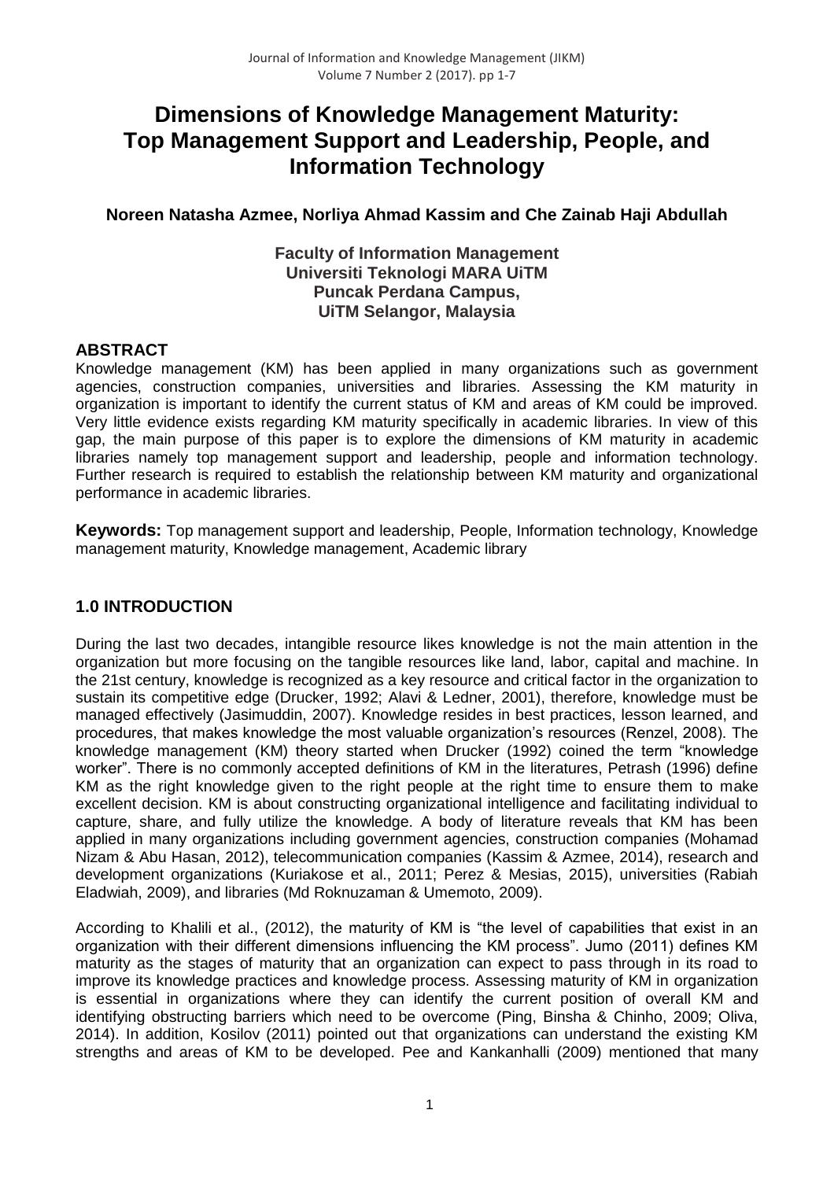# Dimensions of Knowledge Management Maturity: Top Management Support and Leadership, People, and Information Technology

**Noreen Natasha Azmee, Norliya Ahmad Kassim and Che Zainab Haji Abdullah**

**Faculty of Information Management**
**Universiti Teknologi MARA UiTM**
**Puncak Perdana Campus,**
**UiTM Selangor, Malaysia**

## ABSTRACT

Knowledge management (KM) has been applied in many organizations such as government agencies, construction companies, universities and libraries. Assessing the KM maturity in organization is important to identify the current status of KM and areas of KM could be improved. Very little evidence exists regarding KM maturity specifically in academic libraries. In view of this gap, the main purpose of this paper is to explore the dimensions of KM maturity in academic libraries namely top management support and leadership, people and information technology. Further research is required to establish the relationship between KM maturity and organizational performance in academic libraries.

**Keywords:** Top management support and leadership, People, Information technology, Knowledge management maturity, Knowledge management, Academic library

## 1.0 INTRODUCTION

During the last two decades, intangible resource likes knowledge is not the main attention in the organization but more focusing on the tangible resources like land, labor, capital and machine. In the 21st century, knowledge is recognized as a key resource and critical factor in the organization to sustain its competitive edge (Drucker, 1992; Alavi & Ledner, 2001), therefore, knowledge must be managed effectively (Jasimuddin, 2007). Knowledge resides in best practices, lesson learned, and procedures, that makes knowledge the most valuable organization's resources (Renzel, 2008). The knowledge management (KM) theory started when Drucker (1992) coined the term "knowledge worker". There is no commonly accepted definitions of KM in the literatures, Petrash (1996) define KM as the right knowledge given to the right people at the right time to ensure them to make excellent decision. KM is about constructing organizational intelligence and facilitating individual to capture, share, and fully utilize the knowledge. A body of literature reveals that KM has been applied in many organizations including government agencies, construction companies (Mohamad Nizam & Abu Hasan, 2012), telecommunication companies (Kassim & Azmee, 2014), research and development organizations (Kuriakose et al., 2011; Perez & Mesias, 2015), universities (Rabiah Eladwiah, 2009), and libraries (Md Roknuzaman & Umemoto, 2009).

According to Khalili et al., (2012), the maturity of KM is "the level of capabilities that exist in an organization with their different dimensions influencing the KM process". Jumo (2011) defines KM maturity as the stages of maturity that an organization can expect to pass through in its road to improve its knowledge practices and knowledge process. Assessing maturity of KM in organization is essential in organizations where they can identify the current position of overall KM and identifying obstructing barriers which need to be overcome (Ping, Binsha & Chinho, 2009; Oliva, 2014). In addition, Kosilov (2011) pointed out that organizations can understand the existing KM strengths and areas of KM to be developed. Pee and Kankanhalli (2009) mentioned that many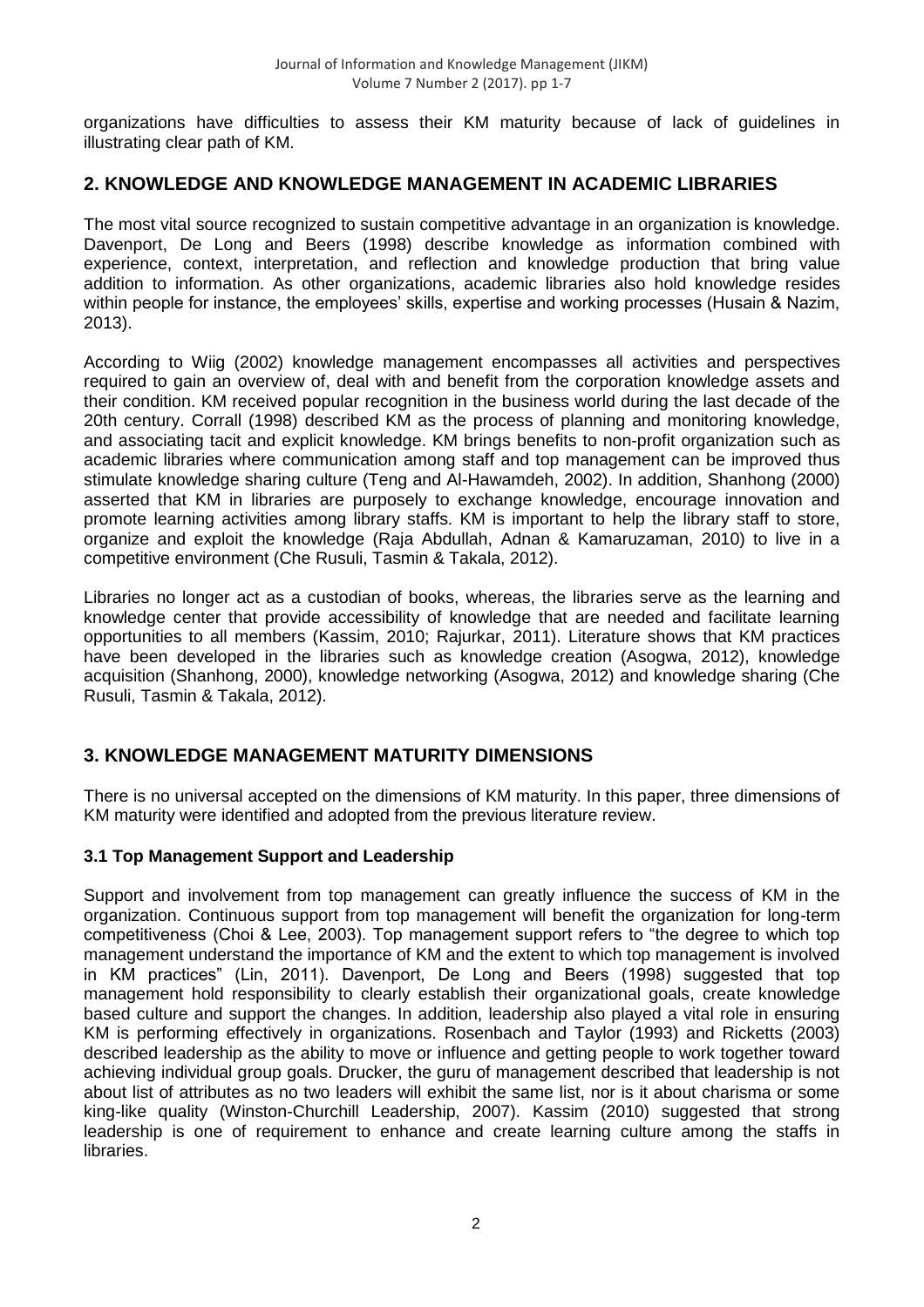organizations have difficulties to assess their KM maturity because of lack of guidelines in illustrating clear path of KM.

## 2. KNOWLEDGE AND KNOWLEDGE MANAGEMENT IN ACADEMIC LIBRARIES

The most vital source recognized to sustain competitive advantage in an organization is knowledge. Davenport, De Long and Beers (1998) describe knowledge as information combined with experience, context, interpretation, and reflection and knowledge production that bring value addition to information. As other organizations, academic libraries also hold knowledge resides within people for instance, the employees' skills, expertise and working processes (Husain & Nazim, 2013).

According to Wiig (2002) knowledge management encompasses all activities and perspectives required to gain an overview of, deal with and benefit from the corporation knowledge assets and their condition. KM received popular recognition in the business world during the last decade of the 20th century. Corrall (1998) described KM as the process of planning and monitoring knowledge, and associating tacit and explicit knowledge. KM brings benefits to non-profit organization such as academic libraries where communication among staff and top management can be improved thus stimulate knowledge sharing culture (Teng and Al-Hawamdeh, 2002). In addition, Shanhong (2000) asserted that KM in libraries are purposely to exchange knowledge, encourage innovation and promote learning activities among library staffs. KM is important to help the library staff to store, organize and exploit the knowledge (Raja Abdullah, Adnan & Kamaruzaman, 2010) to live in a competitive environment (Che Rusuli, Tasmin & Takala, 2012).

Libraries no longer act as a custodian of books, whereas, the libraries serve as the learning and knowledge center that provide accessibility of knowledge that are needed and facilitate learning opportunities to all members (Kassim, 2010; Rajurkar, 2011). Literature shows that KM practices have been developed in the libraries such as knowledge creation (Asogwa, 2012), knowledge acquisition (Shanhong, 2000), knowledge networking (Asogwa, 2012) and knowledge sharing (Che Rusuli, Tasmin & Takala, 2012).

## 3. KNOWLEDGE MANAGEMENT MATURITY DIMENSIONS

There is no universal accepted on the dimensions of KM maturity. In this paper, three dimensions of KM maturity were identified and adopted from the previous literature review.

### 3.1 Top Management Support and Leadership

Support and involvement from top management can greatly influence the success of KM in the organization. Continuous support from top management will benefit the organization for long-term competitiveness (Choi & Lee, 2003). Top management support refers to "the degree to which top management understand the importance of KM and the extent to which top management is involved in KM practices" (Lin, 2011). Davenport, De Long and Beers (1998) suggested that top management hold responsibility to clearly establish their organizational goals, create knowledge based culture and support the changes. In addition, leadership also played a vital role in ensuring KM is performing effectively in organizations. Rosenbach and Taylor (1993) and Ricketts (2003) described leadership as the ability to move or influence and getting people to work together toward achieving individual group goals. Drucker, the guru of management described that leadership is not about list of attributes as no two leaders will exhibit the same list, nor is it about charisma or some king-like quality (Winston-Churchill Leadership, 2007). Kassim (2010) suggested that strong leadership is one of requirement to enhance and create learning culture among the staffs in libraries.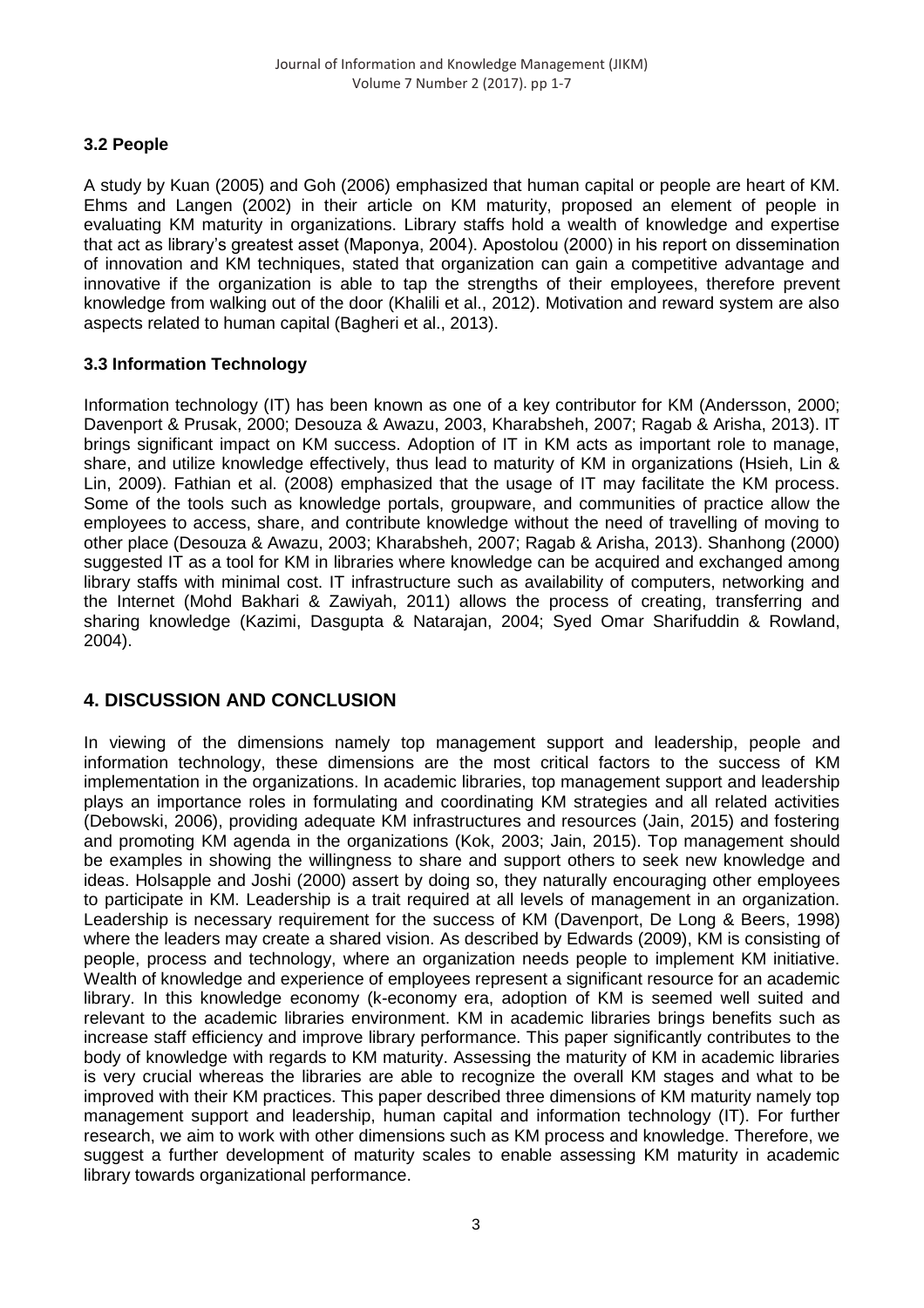### 3.2 People

A study by Kuan (2005) and Goh (2006) emphasized that human capital or people are heart of KM. Ehms and Langen (2002) in their article on KM maturity, proposed an element of people in evaluating KM maturity in organizations. Library staffs hold a wealth of knowledge and expertise that act as library's greatest asset (Maponya, 2004). Apostolou (2000) in his report on dissemination of innovation and KM techniques, stated that organization can gain a competitive advantage and innovative if the organization is able to tap the strengths of their employees, therefore prevent knowledge from walking out of the door (Khalili et al., 2012). Motivation and reward system are also aspects related to human capital (Bagheri et al., 2013).

### 3.3 Information Technology

Information technology (IT) has been known as one of a key contributor for KM (Andersson, 2000; Davenport & Prusak, 2000; Desouza & Awazu, 2003, Kharabsheh, 2007; Ragab & Arisha, 2013). IT brings significant impact on KM success. Adoption of IT in KM acts as important role to manage, share, and utilize knowledge effectively, thus lead to maturity of KM in organizations (Hsieh, Lin & Lin, 2009). Fathian et al. (2008) emphasized that the usage of IT may facilitate the KM process. Some of the tools such as knowledge portals, groupware, and communities of practice allow the employees to access, share, and contribute knowledge without the need of travelling of moving to other place (Desouza & Awazu, 2003; Kharabsheh, 2007; Ragab & Arisha, 2013). Shanhong (2000) suggested IT as a tool for KM in libraries where knowledge can be acquired and exchanged among library staffs with minimal cost. IT infrastructure such as availability of computers, networking and the Internet (Mohd Bakhari & Zawiyah, 2011) allows the process of creating, transferring and sharing knowledge (Kazimi, Dasgupta & Natarajan, 2004; Syed Omar Sharifuddin & Rowland, 2004).

## 4. DISCUSSION AND CONCLUSION

In viewing of the dimensions namely top management support and leadership, people and information technology, these dimensions are the most critical factors to the success of KM implementation in the organizations. In academic libraries, top management support and leadership plays an importance roles in formulating and coordinating KM strategies and all related activities (Debowski, 2006), providing adequate KM infrastructures and resources (Jain, 2015) and fostering and promoting KM agenda in the organizations (Kok, 2003; Jain, 2015). Top management should be examples in showing the willingness to share and support others to seek new knowledge and ideas. Holsapple and Joshi (2000) assert by doing so, they naturally encouraging other employees to participate in KM. Leadership is a trait required at all levels of management in an organization. Leadership is necessary requirement for the success of KM (Davenport, De Long & Beers, 1998) where the leaders may create a shared vision. As described by Edwards (2009), KM is consisting of people, process and technology, where an organization needs people to implement KM initiative. Wealth of knowledge and experience of employees represent a significant resource for an academic library. In this knowledge economy (k-economy era, adoption of KM is seemed well suited and relevant to the academic libraries environment. KM in academic libraries brings benefits such as increase staff efficiency and improve library performance. This paper significantly contributes to the body of knowledge with regards to KM maturity. Assessing the maturity of KM in academic libraries is very crucial whereas the libraries are able to recognize the overall KM stages and what to be improved with their KM practices. This paper described three dimensions of KM maturity namely top management support and leadership, human capital and information technology (IT). For further research, we aim to work with other dimensions such as KM process and knowledge. Therefore, we suggest a further development of maturity scales to enable assessing KM maturity in academic library towards organizational performance.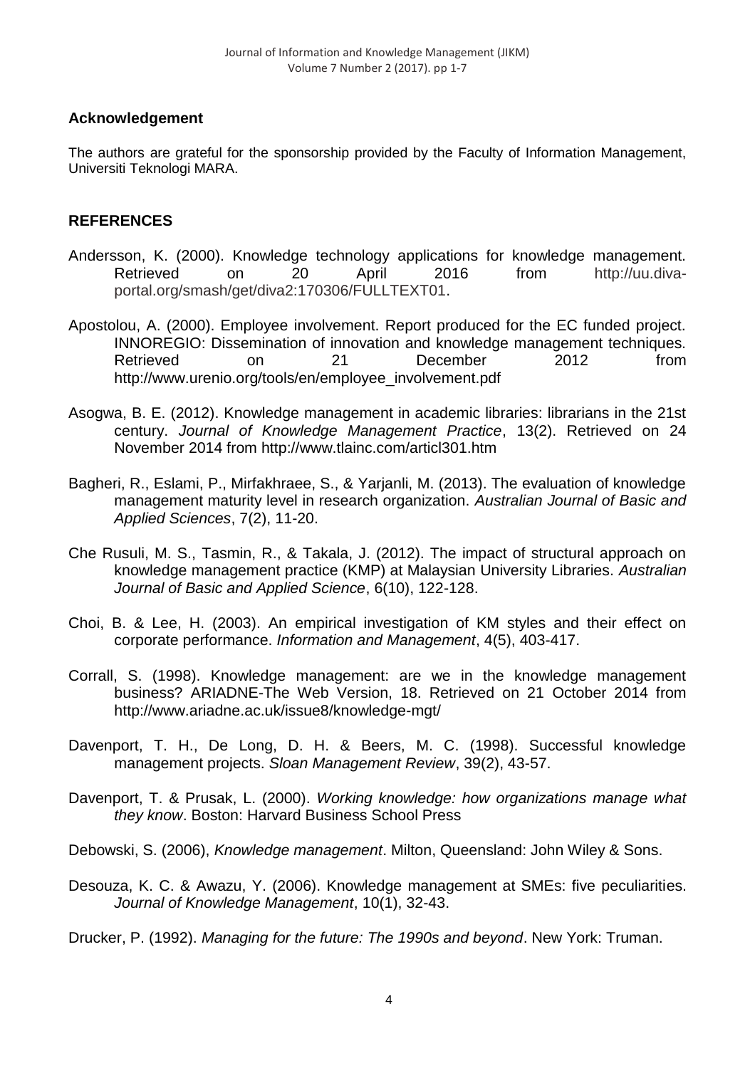## Acknowledgement

The authors are grateful for the sponsorship provided by the Faculty of Information Management, Universiti Teknologi MARA.

## REFERENCES

Andersson, K. (2000). Knowledge technology applications for knowledge management. Retrieved on 20 April 2016 from http://uu.diva-portal.org/smash/get/diva2:170306/FULLTEXT01.

Apostolou, A. (2000). Employee involvement. Report produced for the EC funded project. INNOREGIO: Dissemination of innovation and knowledge management techniques. Retrieved on 21 December 2012 from http://www.urenio.org/tools/en/employee_involvement.pdf

Asogwa, B. E. (2012). Knowledge management in academic libraries: librarians in the 21st century. *Journal of Knowledge Management Practice*, 13(2). Retrieved on 24 November 2014 from http://www.tlainc.com/articl301.htm

Bagheri, R., Eslami, P., Mirfakhraee, S., & Yarjanli, M. (2013). The evaluation of knowledge management maturity level in research organization. *Australian Journal of Basic and Applied Sciences*, 7(2), 11-20.

Che Rusuli, M. S., Tasmin, R., & Takala, J. (2012). The impact of structural approach on knowledge management practice (KMP) at Malaysian University Libraries. *Australian Journal of Basic and Applied Science*, 6(10), 122-128.

Choi, B. & Lee, H. (2003). An empirical investigation of KM styles and their effect on corporate performance. *Information and Management*, 4(5), 403-417.

Corrall, S. (1998). Knowledge management: are we in the knowledge management business? ARIADNE-The Web Version, 18. Retrieved on 21 October 2014 from http://www.ariadne.ac.uk/issue8/knowledge-mgt/

Davenport, T. H., De Long, D. H. & Beers, M. C. (1998). Successful knowledge management projects. *Sloan Management Review*, 39(2), 43-57.

Davenport, T. & Prusak, L. (2000). *Working knowledge: how organizations manage what they know*. Boston: Harvard Business School Press

Debowski, S. (2006), *Knowledge management*. Milton, Queensland: John Wiley & Sons.

Desouza, K. C. & Awazu, Y. (2006). Knowledge management at SMEs: five peculiarities. *Journal of Knowledge Management*, 10(1), 32-43.

Drucker, P. (1992). *Managing for the future: The 1990s and beyond*. New York: Truman.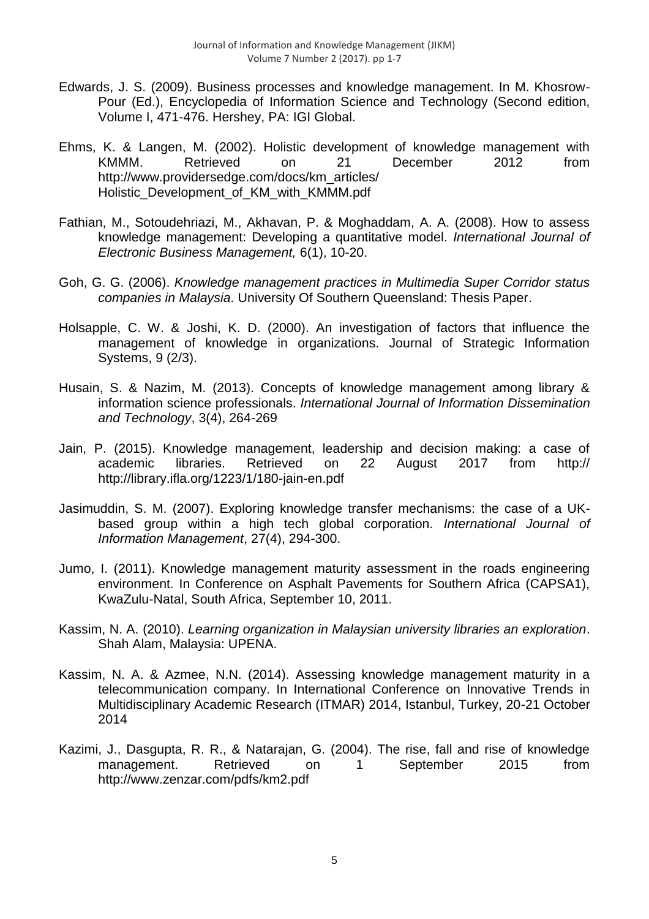Edwards, J. S. (2009). Business processes and knowledge management. In M. Khosrow-Pour (Ed.), Encyclopedia of Information Science and Technology (Second edition, Volume I, 471-476. Hershey, PA: IGI Global.

Ehms, K. & Langen, M. (2002). Holistic development of knowledge management with KMMM. Retrieved on 21 December 2012 from http://www.providersedge.com/docs/km_articles/ Holistic_Development_of_KM_with_KMMM.pdf

Fathian, M., Sotoudehriazi, M., Akhavan, P. & Moghaddam, A. A. (2008). How to assess knowledge management: Developing a quantitative model. *International Journal of Electronic Business Management,* 6(1), 10-20.

Goh, G. G. (2006). *Knowledge management practices in Multimedia Super Corridor status companies in Malaysia*. University Of Southern Queensland: Thesis Paper.

Holsapple, C. W. & Joshi, K. D. (2000). An investigation of factors that influence the management of knowledge in organizations. Journal of Strategic Information Systems, 9 (2/3).

Husain, S. & Nazim, M. (2013). Concepts of knowledge management among library & information science professionals. *International Journal of Information Dissemination and Technology*, 3(4), 264-269

Jain, P. (2015). Knowledge management, leadership and decision making: a case of academic libraries. Retrieved on 22 August 2017 from http:// http://library.ifla.org/1223/1/180-jain-en.pdf

Jasimuddin, S. M. (2007). Exploring knowledge transfer mechanisms: the case of a UK-based group within a high tech global corporation. *International Journal of Information Management*, 27(4), 294-300.

Jumo, I. (2011). Knowledge management maturity assessment in the roads engineering environment. In Conference on Asphalt Pavements for Southern Africa (CAPSA1), KwaZulu-Natal, South Africa, September 10, 2011.

Kassim, N. A. (2010). *Learning organization in Malaysian university libraries an exploration*. Shah Alam, Malaysia: UPENA.

Kassim, N. A. & Azmee, N.N. (2014). Assessing knowledge management maturity in a telecommunication company. In International Conference on Innovative Trends in Multidisciplinary Academic Research (ITMAR) 2014, Istanbul, Turkey, 20-21 October 2014

Kazimi, J., Dasgupta, R. R., & Natarajan, G. (2004). The rise, fall and rise of knowledge management. Retrieved on 1 September 2015 from http://www.zenzar.com/pdfs/km2.pdf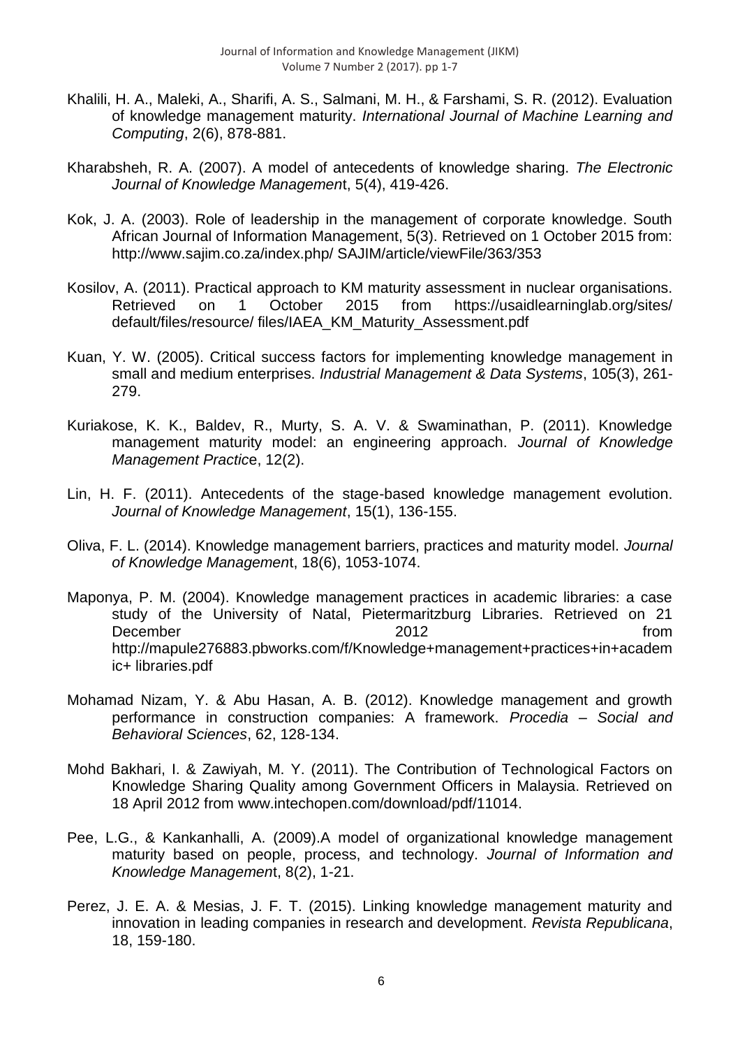Khalili, H. A., Maleki, A., Sharifi, A. S., Salmani, M. H., & Farshami, S. R. (2012). Evaluation of knowledge management maturity. *International Journal of Machine Learning and Computing*, 2(6), 878-881.

Kharabsheh, R. A. (2007). A model of antecedents of knowledge sharing. *The Electronic Journal of Knowledge Managemen*t, 5(4), 419-426.

Kok, J. A. (2003). Role of leadership in the management of corporate knowledge. South African Journal of Information Management, 5(3). Retrieved on 1 October 2015 from: http://www.sajim.co.za/index.php/ SAJIM/article/viewFile/363/353

Kosilov, A. (2011). Practical approach to KM maturity assessment in nuclear organisations. Retrieved on 1 October 2015 from https://usaidlearninglab.org/sites/ default/files/resource/ files/IAEA_KM_Maturity_Assessment.pdf

Kuan, Y. W. (2005). Critical success factors for implementing knowledge management in small and medium enterprises. *Industrial Management & Data Systems*, 105(3), 261-279.

Kuriakose, K. K., Baldev, R., Murty, S. A. V. & Swaminathan, P. (2011). Knowledge management maturity model: an engineering approach. *Journal of Knowledge Management Practic*e, 12(2).

Lin, H. F. (2011). Antecedents of the stage-based knowledge management evolution. *Journal of Knowledge Management*, 15(1), 136-155.

Oliva, F. L. (2014). Knowledge management barriers, practices and maturity model. *Journal of Knowledge Managemen*t, 18(6), 1053-1074.

Maponya, P. M. (2004). Knowledge management practices in academic libraries: a case study of the University of Natal, Pietermaritzburg Libraries. Retrieved on 21 December 2012 from http://mapule276883.pbworks.com/f/Knowledge+management+practices+in+academic+ libraries.pdf

Mohamad Nizam, Y. & Abu Hasan, A. B. (2012). Knowledge management and growth performance in construction companies: A framework. *Procedia – Social and Behavioral Sciences*, 62, 128-134.

Mohd Bakhari, I. & Zawiyah, M. Y. (2011). The Contribution of Technological Factors on Knowledge Sharing Quality among Government Officers in Malaysia. Retrieved on 18 April 2012 from www.intechopen.com/download/pdf/11014.

Pee, L.G., & Kankanhalli, A. (2009).A model of organizational knowledge management maturity based on people, process, and technology. *Journal of Information and Knowledge Managemen*t, 8(2), 1-21.

Perez, J. E. A. & Mesias, J. F. T. (2015). Linking knowledge management maturity and innovation in leading companies in research and development. *Revista Republicana*, 18, 159-180.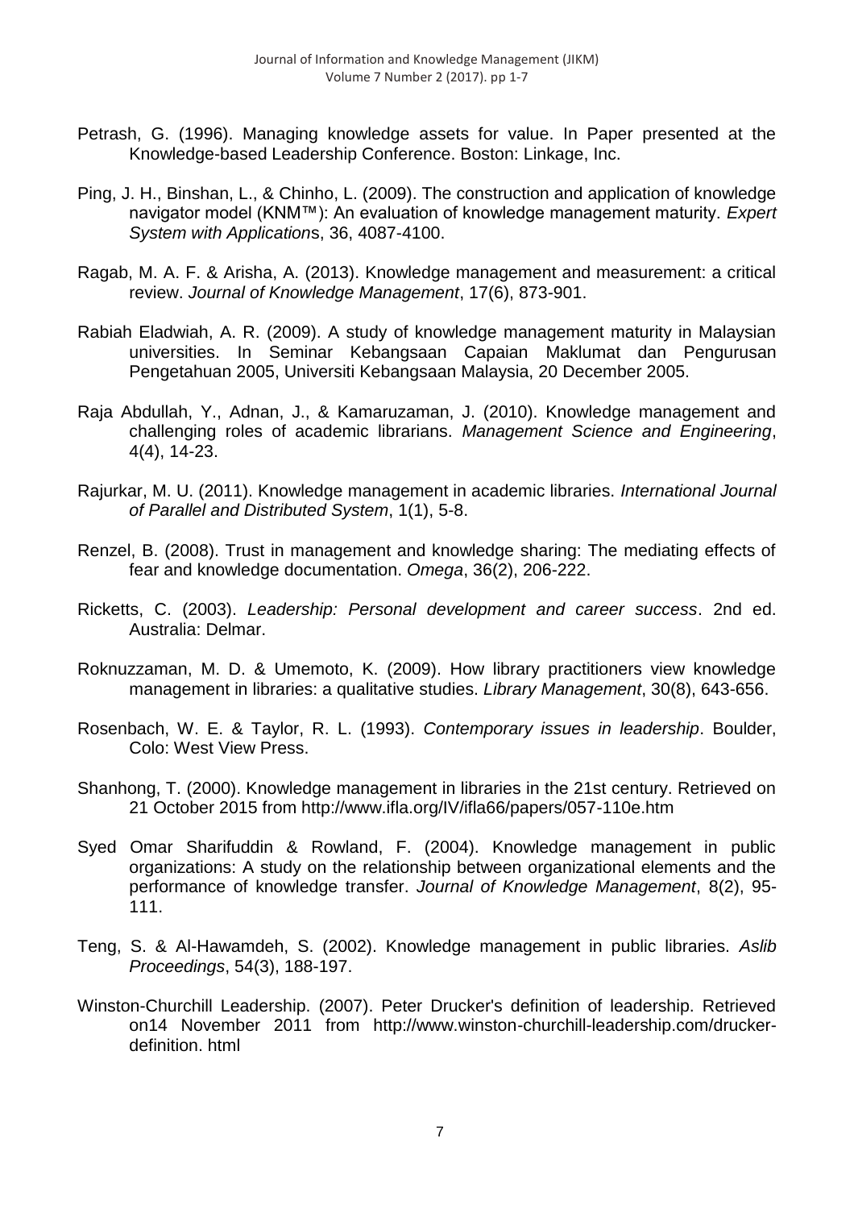Petrash, G. (1996). Managing knowledge assets for value. In Paper presented at the Knowledge-based Leadership Conference. Boston: Linkage, Inc.

Ping, J. H., Binshan, L., & Chinho, L. (2009). The construction and application of knowledge navigator model (KNM™): An evaluation of knowledge management maturity. *Expert System with Applications*, 36, 4087-4100.

Ragab, M. A. F. & Arisha, A. (2013). Knowledge management and measurement: a critical review. *Journal of Knowledge Management*, 17(6), 873-901.

Rabiah Eladwiah, A. R. (2009). A study of knowledge management maturity in Malaysian universities. In Seminar Kebangsaan Capaian Maklumat dan Pengurusan Pengetahuan 2005, Universiti Kebangsaan Malaysia, 20 December 2005.

Raja Abdullah, Y., Adnan, J., & Kamaruzaman, J. (2010). Knowledge management and challenging roles of academic librarians. *Management Science and Engineering*, 4(4), 14-23.

Rajurkar, M. U. (2011). Knowledge management in academic libraries. *International Journal of Parallel and Distributed System*, 1(1), 5-8.

Renzel, B. (2008). Trust in management and knowledge sharing: The mediating effects of fear and knowledge documentation. *Omega*, 36(2), 206-222.

Ricketts, C. (2003). *Leadership: Personal development and career success*. 2nd ed. Australia: Delmar.

Roknuzzaman, M. D. & Umemoto, K. (2009). How library practitioners view knowledge management in libraries: a qualitative studies. *Library Management*, 30(8), 643-656.

Rosenbach, W. E. & Taylor, R. L. (1993). *Contemporary issues in leadership*. Boulder, Colo: West View Press.

Shanhong, T. (2000). Knowledge management in libraries in the 21st century. Retrieved on 21 October 2015 from http://www.ifla.org/IV/ifla66/papers/057-110e.htm

Syed Omar Sharifuddin & Rowland, F. (2004). Knowledge management in public organizations: A study on the relationship between organizational elements and the performance of knowledge transfer. *Journal of Knowledge Management*, 8(2), 95-111.

Teng, S. & Al-Hawamdeh, S. (2002). Knowledge management in public libraries. *Aslib Proceedings*, 54(3), 188-197.

Winston-Churchill Leadership. (2007). Peter Drucker's definition of leadership. Retrieved on14 November 2011 from http://www.winston-churchill-leadership.com/drucker-definition. html